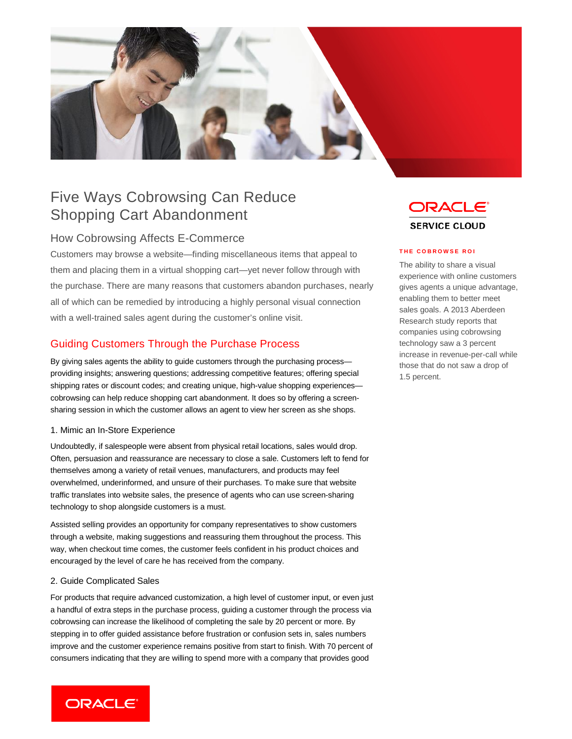# Five Ways Cobrowsing Can Reduce Shopping Cart Abandonment

## How Cobrowsing Affects E-Commerce

Customers may browse a website—finding miscellaneous items that appeal to them and placing them in a virtual shopping cart—yet never follow through with the purchase. There are many reasons that customers abandon purchases, nearly all of which can be remedied by introducing a highly personal visual connection with a well-trained sales agent during the customer's online visit.

ORACLE SERVICE CLOUD

**THE COBROWSE ROI**

The ability to share a visual experience with online customers gives agents a unique advantage, enabling them to better meet sales goals. A 2013 Aberdeen Research study reports that companies using cobrowsing technology saw a 3 percent increase in revenue-per-call while those that do not saw a drop of 1.5 percent.

## Guiding Customers Through the Purchase Process

By giving sales agents the ability to guide customers through the purchasing process—providing insights; answering questions; addressing competitive features; offering special shipping rates or discount codes; and creating unique, high-value shopping experiences—cobrowsing can help reduce shopping cart abandonment. It does so by offering a screen-sharing session in which the customer allows an agent to view her screen as she shops.

### 1. Mimic an In-Store Experience

Undoubtedly, if salespeople were absent from physical retail locations, sales would drop. Often, persuasion and reassurance are necessary to close a sale. Customers left to fend for themselves among a variety of retail venues, manufacturers, and products may feel overwhelmed, underinformed, and unsure of their purchases. To make sure that website traffic translates into website sales, the presence of agents who can use screen-sharing technology to shop alongside customers is a must.

Assisted selling provides an opportunity for company representatives to show customers through a website, making suggestions and reassuring them throughout the process. This way, when checkout time comes, the customer feels confident in his product choices and encouraged by the level of care he has received from the company.

### 2. Guide Complicated Sales

For products that require advanced customization, a high level of customer input, or even just a handful of extra steps in the purchase process, guiding a customer through the process via cobrowsing can increase the likelihood of completing the sale by 20 percent or more. By stepping in to offer guided assistance before frustration or confusion sets in, sales numbers improve and the customer experience remains positive from start to finish. With 70 percent of consumers indicating that they are willing to spend more with a company that provides good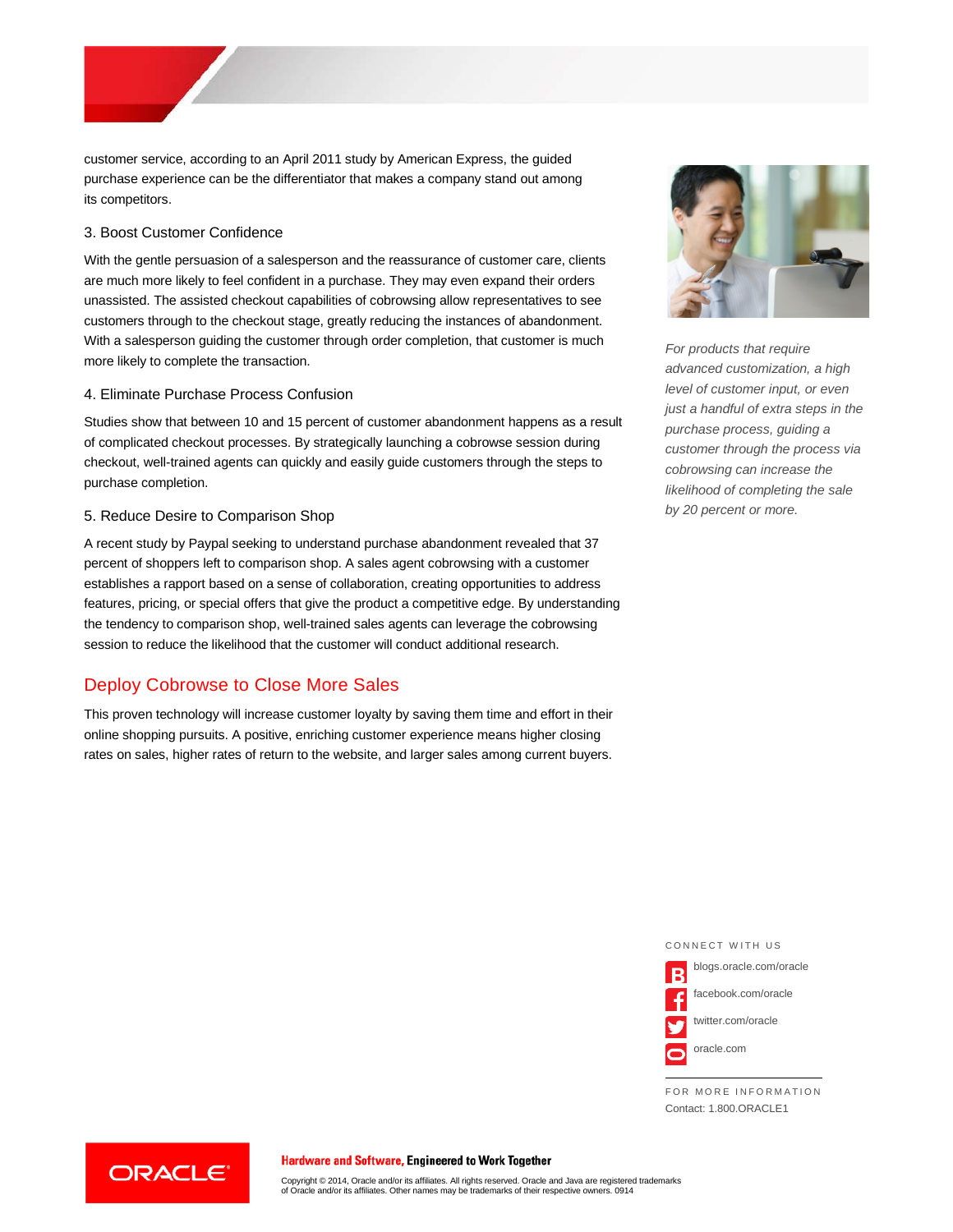customer service, according to an April 2011 study by American Express, the guided purchase experience can be the differentiator that makes a company stand out among its competitors.

### 3. Boost Customer Confidence

With the gentle persuasion of a salesperson and the reassurance of customer care, clients are much more likely to feel confident in a purchase. They may even expand their orders unassisted. The assisted checkout capabilities of cobrowsing allow representatives to see customers through to the checkout stage, greatly reducing the instances of abandonment. With a salesperson guiding the customer through order completion, that customer is much more likely to complete the transaction.

### 4. Eliminate Purchase Process Confusion

Studies show that between 10 and 15 percent of customer abandonment happens as a result of complicated checkout processes. By strategically launching a cobrowse session during checkout, well-trained agents can quickly and easily guide customers through the steps to purchase completion.

### 5. Reduce Desire to Comparison Shop

A recent study by Paypal seeking to understand purchase abandonment revealed that 37 percent of shoppers left to comparison shop. A sales agent cobrowsing with a customer establishes a rapport based on a sense of collaboration, creating opportunities to address features, pricing, or special offers that give the product a competitive edge. By understanding the tendency to comparison shop, well-trained sales agents can leverage the cobrowsing session to reduce the likelihood that the customer will conduct additional research.

## Deploy Cobrowse to Close More Sales

This proven technology will increase customer loyalty by saving them time and effort in their online shopping pursuits. A positive, enriching customer experience means higher closing rates on sales, higher rates of return to the website, and larger sales among current buyers.

*For products that require advanced customization, a high level of customer input, or even just a handful of extra steps in the purchase process, guiding a customer through the process via cobrowsing can increase the likelihood of completing the sale by 20 percent or more.*

CONNECT WITH US

blogs.oracle.com/oracle

facebook.com/oracle

twitter.com/oracle

oracle.com

FOR MORE INFORMATION

Contact: 1.800.ORACLE1

ORACLE

**Hardware and Software, Engineered to Work Together**

Copyright © 2014, Oracle and/or its affiliates. All rights reserved. Oracle and Java are registered trademarks of Oracle and/or its affiliates. Other names may be trademarks of their respective owners. 0914